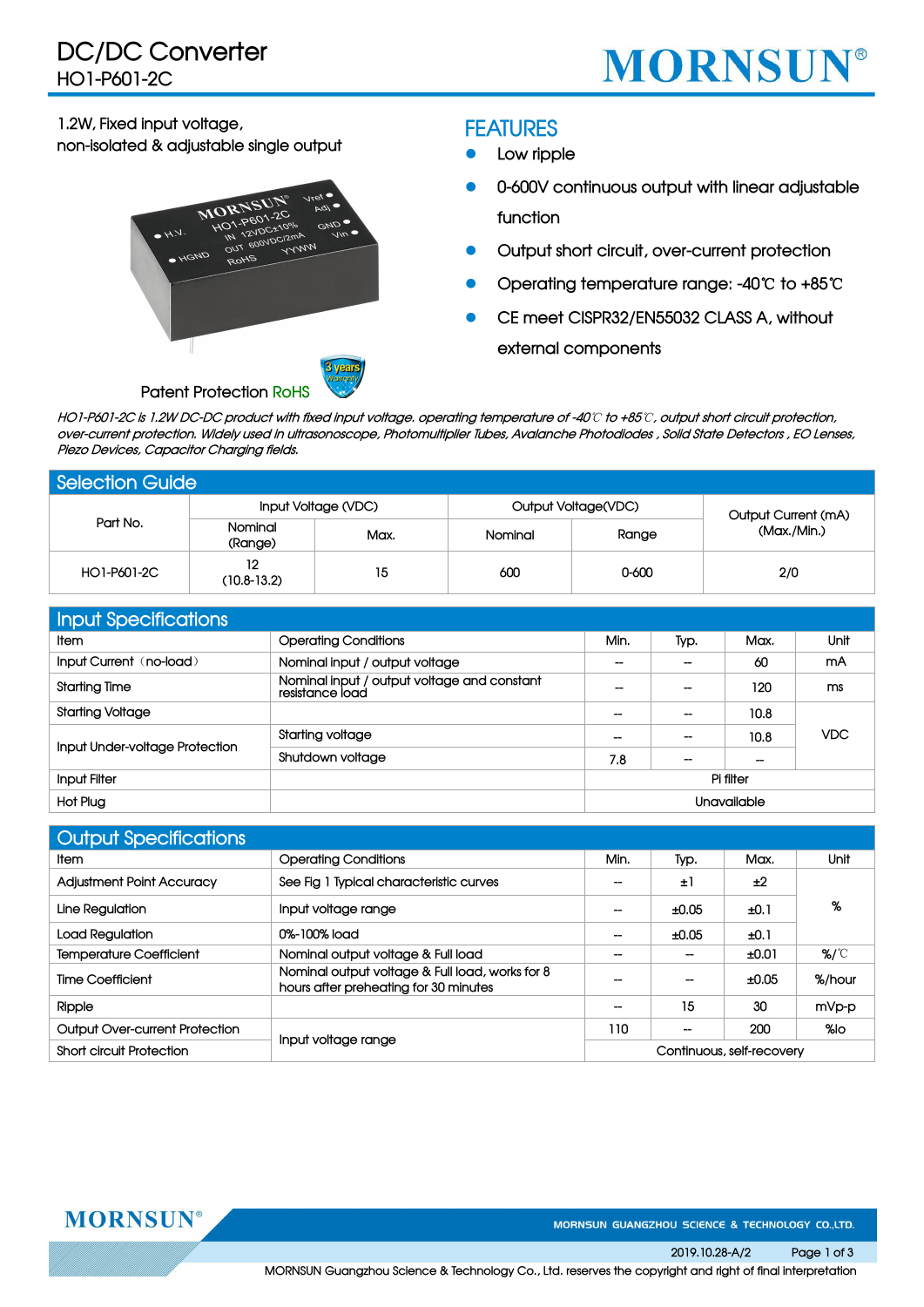# DC/DC Converter

## HO1-P601-2C

**MORNSUN®**

1.2W, Fixed input voltage,
non-isolated & adjustable single output

Patent Protection RoHS

## FEATURES

- Low ripple
- 0-600V continuous output with linear adjustable function
- Output short circuit, over-current protection
- Operating temperature range: -40℃ to +85℃
- CE meet CISPR32/EN55032 CLASS A, without external components

*HO1-P601-2C is 1.2W DC-DC product with fixed input voltage. operating temperature of -40℃ to +85℃, output short circuit protection, over-current protection. Widely used in ultrasonoscope, Photomultiplier Tubes, Avalanche Photodiodes , Solid State Detectors , EO Lenses, Piezo Devices, Capacitor Charging fields.*

## Selection Guide

| Part No. | Input Voltage (VDC) | | Output Voltage(VDC) | | Output Current (mA) (Max./Min.) |
|---|---|---|---|---|---|
| | Nominal (Range) | Max. | Nominal | Range | |
| HO1-P601-2C | 12 (10.8-13.2) | 15 | 600 | 0-600 | 2/0 |

## Input Specifications

| Item | | Operating Conditions | Min. | Typ. | Max. | Unit |
|---|---|---|---|---|---|---|
| Input Current（no-load） | | Nominal input / output voltage | -- | -- | 60 | mA |
| Starting Time | | Nominal input / output voltage and constant resistance load | -- | -- | 120 | ms |
| Starting Voltage | | | -- | -- | 10.8 | VDC |
| Input Under-voltage Protection | | Starting voltage | -- | -- | 10.8 | VDC |
| | | Shutdown voltage | 7.8 | -- | -- | VDC |
| Input Filter | | | Pi filter | | | |
| Hot Plug | | | Unavailable | | | |

## Output Specifications

| Item | Operating Conditions | Min. | Typ. | Max. | Unit |
|---|---|---|---|---|---|
| Adjustment Point Accuracy | See Fig 1 Typical characteristic curves | -- | ±1 | ±2 | % |
| Line Regulation | Input voltage range | -- | ±0.05 | ±0.1 | % |
| Load Regulation | 0%-100% load | -- | ±0.05 | ±0.1 | % |
| Temperature Coefficient | Nominal output voltage & Full load | -- | -- | ±0.01 | %/℃ |
| Time Coefficient | Nominal output voltage & Full load, works for 8 hours after preheating for 30 minutes | -- | -- | ±0.05 | %/hour |
| Ripple | | -- | 15 | 30 | mVp-p |
| Output Over-current Protection | Input voltage range | 110 | -- | 200 | %Io |
| Short circuit Protection | Input voltage range | Continuous, self-recovery | | | |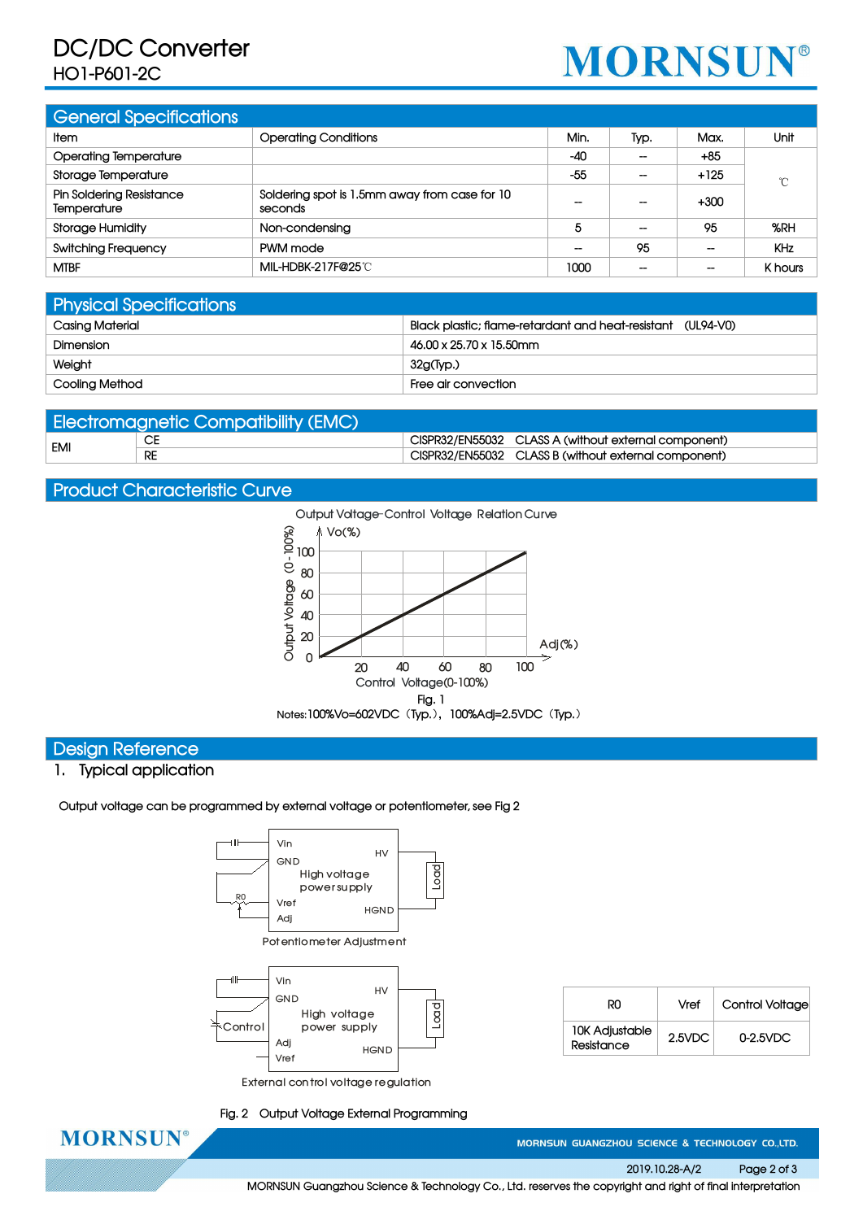## General Specifications

| Item | Operating Conditions | Min. | Typ. | Max. | Unit |
|---|---|---|---|---|---|
| Operating Temperature | | -40 | -- | +85 | ℃ |
| Storage Temperature | | -55 | -- | +125 | |
| Pin Soldering Resistance Temperature | Soldering spot is 1.5mm away from case for 10 seconds | -- | -- | +300 | |
| Storage Humidity | Non-condensing | 5 | -- | 95 | %RH |
| Switching Frequency | PWM mode | -- | 95 | -- | KHz |
| MTBF | MIL-HDBK-217F@25℃ | 1000 | -- | -- | K hours |

## Physical Specifications

| | |
|---|---|
| Casing Material | Black plastic; flame-retardant and heat-resistant (UL94-V0) |
| Dimension | 46.00 x 25.70 x 15.50mm |
| Weight | 32g(Typ.) |
| Cooling Method | Free air convection |

## Electromagnetic Compatibility (EMC)

| | | |
|---|---|---|
| EMI | CE | CISPR32/EN55032 CLASS A (without external component) |
| | RE | CISPR32/EN55032 CLASS B (without external component) |

## Product Characteristic Curve

Output Voltage-Control Voltage Relation Curve

Fig. 1

Notes:100%Vo=602VDC（Typ.）, 100%Adj=2.5VDC（Typ.）

## Design Reference

### 1. Typical application

Output voltage can be programmed by external voltage or potentiometer, see Fig 2

Potentiometer Adjustment

External control voltage regulation

| R0 | Vref | Control Voltage |
|---|---|---|
| 10K Adjustable Resistance | 2.5VDC | 0-2.5VDC |

Fig. 2 Output Voltage External Programming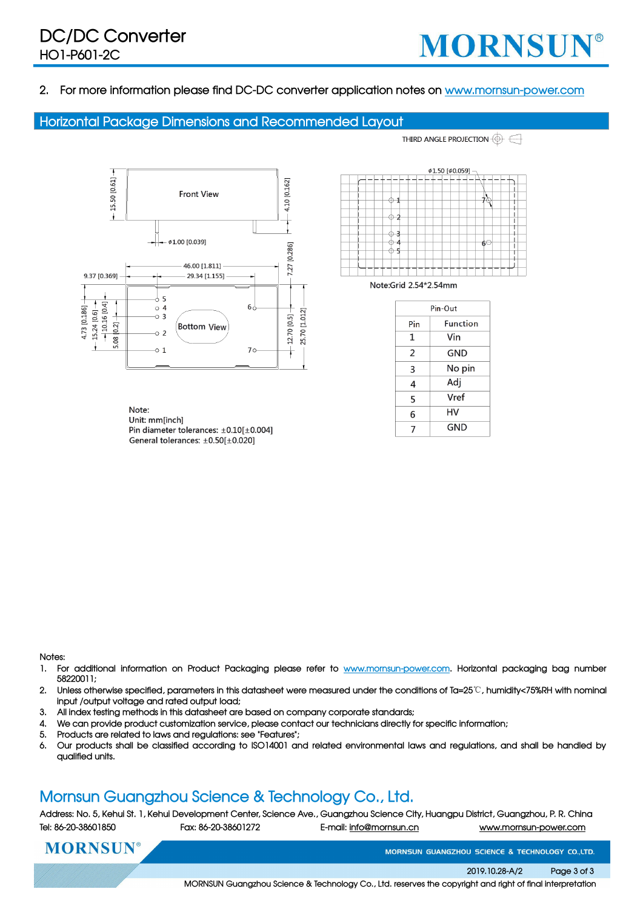2. For more information please find DC-DC converter application notes on www.mornsun-power.com

## Horizontal Package Dimensions and Recommended Layout

THIRD ANGLE PROJECTION

Front View

15.50 [0.61]

4.10 [0.162]

φ1.00 [0.039]

7.27 [0.286]

46.00 [1.811]

9.37 [0.369]

29.34 [1.155]

Bottom View

4.73 [0.186]

15.24 [0.6]

10.16 [0.4]

5.08 [0.2]

12.70 [0.5]

25.70 [1.012]

φ1.50 [φ0.059]

Note:Grid 2.54*2.54mm

Note:
Unit: mm[inch]
Pin diameter tolerances: ±0.10[±0.004]
General tolerances: ±0.50[±0.020]

| Pin-Out | |
|---|---|
| **Pin** | **Function** |
| 1 | Vin |
| 2 | GND |
| 3 | No pin |
| 4 | Adj |
| 5 | Vref |
| 6 | HV |
| 7 | GND |

Notes:
1. For additional information on Product Packaging please refer to www.mornsun-power.com. Horizontal packaging bag number 58220011;
2. Unless otherwise specified, parameters in this datasheet were measured under the conditions of Ta=25℃, humidity<75%RH with nominal input /output voltage and rated output load;
3. All index testing methods in this datasheet are based on company corporate standards;
4. We can provide product customization service, please contact our technicians directly for specific information;
5. Products are related to laws and regulations: see "Features";
6. Our products shall be classified according to ISO14001 and related environmental laws and regulations, and shall be handled by qualified units.

## Mornsun Guangzhou Science & Technology Co., Ltd.

Address: No. 5, Kehui St. 1, Kehui Development Center, Science Ave., Guangzhou Science City, Huangpu District, Guangzhou, P. R. China
Tel: 86-20-38601850 Fax: 86-20-38601272 E-mail: info@mornsun.cn www.mornsun-power.com

2019.10.28-A/2

MORNSUN Guangzhou Science & Technology Co., Ltd. reserves the copyright and right of final interpretation